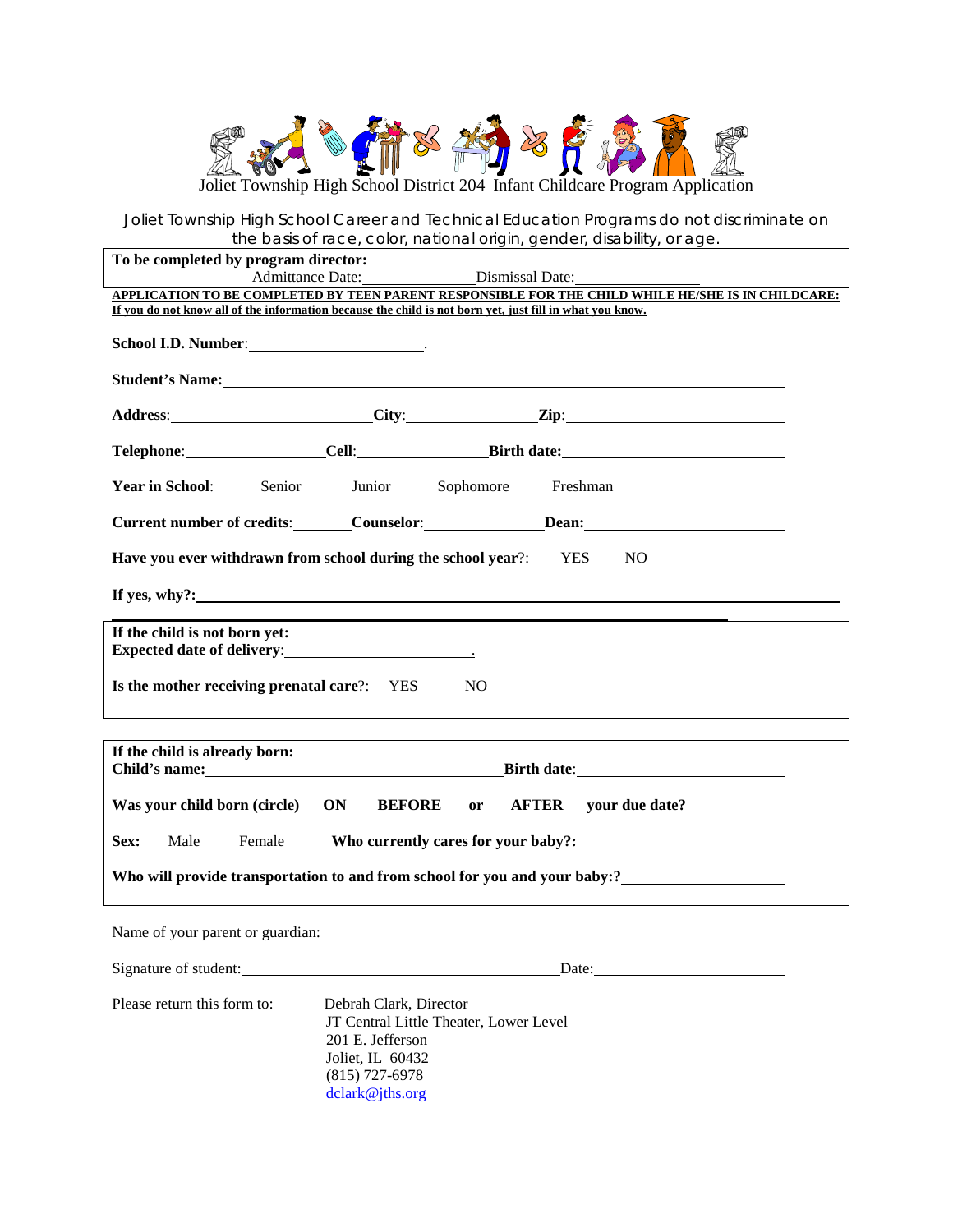# Joliet Township High School District 204 Infant Childcare Program Application

Joliet Township High School Career and Technical Education Programs do not discriminate on the basis of race, color, national origin, gender, disability, or age.

**To be completed by program director:**
Admittance Date:\_\_\_\_\_\_\_\_\_\_\_\_\_\_ Dismissal Date:\_\_\_\_\_\_\_\_\_\_\_\_\_\_

**APPLICATION TO BE COMPLETED BY TEEN PARENT RESPONSIBLE FOR THE CHILD WHILE HE/SHE IS IN CHILDCARE:**
**If you do not know all of the information because the child is not born yet, just fill in what you know.**

**School I.D. Number**:\_\_\_\_\_\_\_\_\_\_\_\_\_\_\_\_\_\_\_\_.

**Student's Name:**\_\_\_\_\_\_\_\_\_\_\_\_\_\_\_\_\_\_\_\_\_\_\_\_\_\_\_\_\_\_\_\_\_\_\_\_\_\_\_\_

**Address**:\_\_\_\_\_\_\_\_\_\_\_\_\_\_\_\_\_\_\_\_ **City**:\_\_\_\_\_\_\_\_\_\_\_\_\_\_ **Zip**:\_\_\_\_\_\_\_\_\_\_\_\_\_\_

**Telephone**:\_\_\_\_\_\_\_\_\_\_\_\_\_\_ **Cell**:\_\_\_\_\_\_\_\_\_\_\_\_\_\_ **Birth date**:\_\_\_\_\_\_\_\_\_\_\_\_\_\_

**Year in School**: Senior Junior Sophomore Freshman

**Current number of credits**:\_\_\_\_\_\_ **Counselor**:\_\_\_\_\_\_\_\_\_\_\_\_\_\_ **Dean:**\_\_\_\_\_\_\_\_\_\_\_\_\_\_

**Have you ever withdrawn from school during the school year**?: YES NO

**If yes, why?:**\_\_\_\_\_\_\_\_\_\_\_\_\_\_\_\_\_\_\_\_\_\_\_\_\_\_\_\_\_\_\_\_\_\_\_\_\_\_\_\_

**If the child is not born yet:**
**Expected date of delivery**:\_\_\_\_\_\_\_\_\_\_\_\_\_\_\_\_\_\_\_\_.

**Is the mother receiving prenatal care**?: YES NO

**If the child is already born:**
**Child's name:**\_\_\_\_\_\_\_\_\_\_\_\_\_\_\_\_\_\_\_\_\_\_\_\_\_\_\_\_ **Birth date**:\_\_\_\_\_\_\_\_\_\_\_\_\_\_

**Was your child born (circle) ON BEFORE or AFTER your due date?**

**Sex:** Male Female **Who currently cares for your baby?:**\_\_\_\_\_\_\_\_\_\_\_\_\_\_\_\_\_\_\_\_

**Who will provide transportation to and from school for you and your baby:?**\_\_\_\_\_\_\_\_\_\_\_\_\_\_\_\_

Name of your parent or guardian:\_\_\_\_\_\_\_\_\_\_\_\_\_\_\_\_\_\_\_\_\_\_\_\_\_\_\_\_\_\_\_\_\_\_\_\_\_\_\_\_

Signature of student:\_\_\_\_\_\_\_\_\_\_\_\_\_\_\_\_\_\_\_\_\_\_\_\_\_\_\_\_\_\_ Date:\_\_\_\_\_\_\_\_\_\_\_\_\_\_\_\_\_\_\_\_

Please return this form to:
Debrah Clark, Director
JT Central Little Theater, Lower Level
201 E. Jefferson
Joliet, IL 60432
(815) 727-6978
dclark@jths.org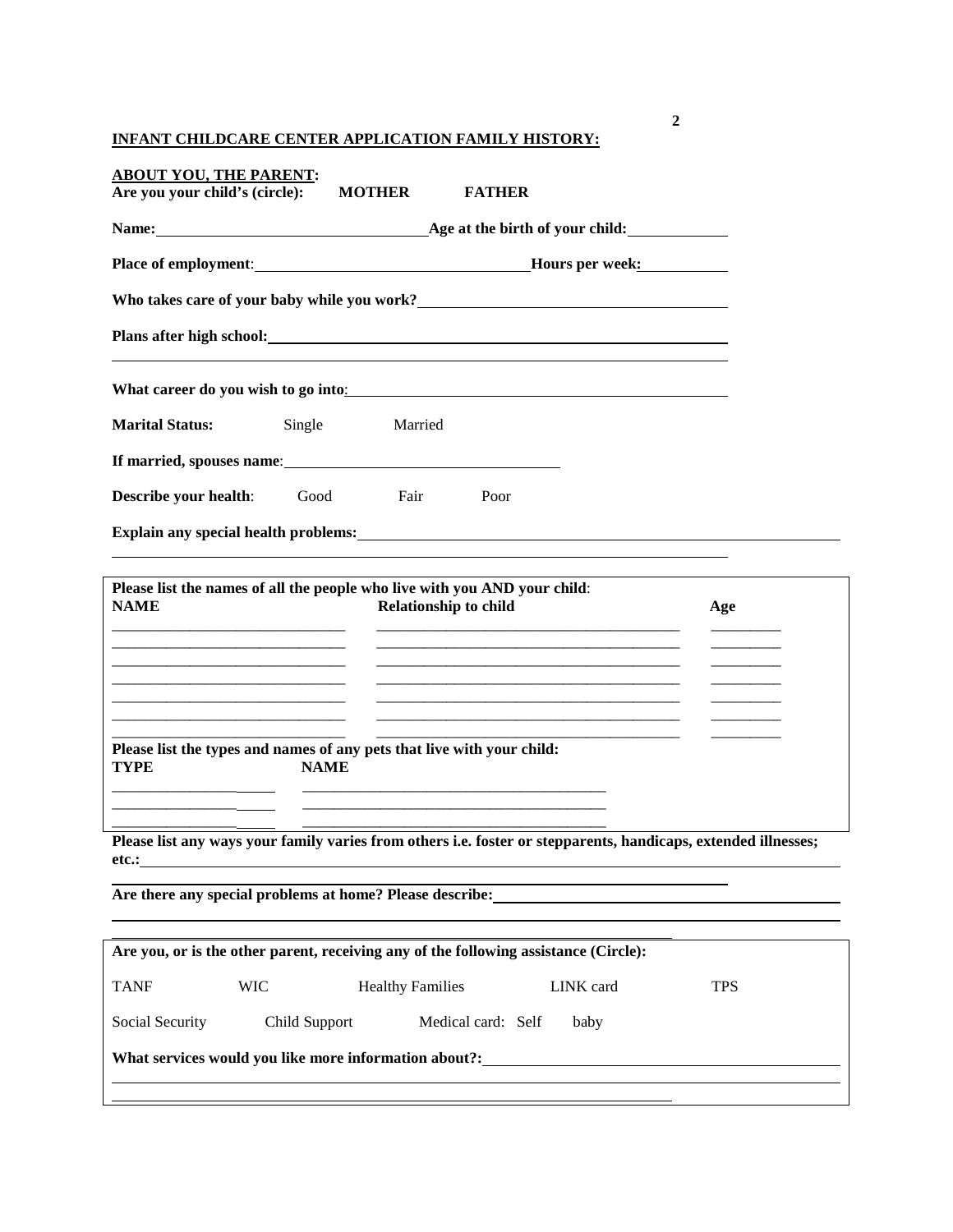**INFANT CHILDCARE CENTER APPLICATION FAMILY HISTORY:**

**ABOUT YOU, THE PARENT:**

**Are you your child's (circle): MOTHER FATHER**

**Name:** ________________ **Age at the birth of your child:** ________

**Place of employment**: ________________ **Hours per week:** ________

**Who takes care of your baby while you work?** ________________

**Plans after high school:** ________________

________________

**What career do you wish to go into**: ________________

**Marital Status:** Single Married

**If married, spouses name**: ________________

**Describe your health**: Good Fair Poor

**Explain any special health problems:** ________________

________________

**Please list the names of all the people who live with you AND your child**:

| NAME | Relationship to child | Age |
|---|---|---|
| | | |
| | | |
| | | |
| | | |
| | | |
| | | |

**Please list the types and names of any pets that live with your child:**

| TYPE | NAME |
|---|---|
| | |
| | |
| | |

**Please list any ways your family varies from others i.e. foster or stepparents, handicaps, extended illnesses; etc.:** ________________

________________

**Are there any special problems at home? Please describe:** ________________

________________

________________

**Are you, or is the other parent, receiving any of the following assistance (Circle):**

TANF WIC Healthy Families LINK card TPS

Social Security Child Support Medical card: Self baby

**What services would you like more information about?:** ________________

________________

________________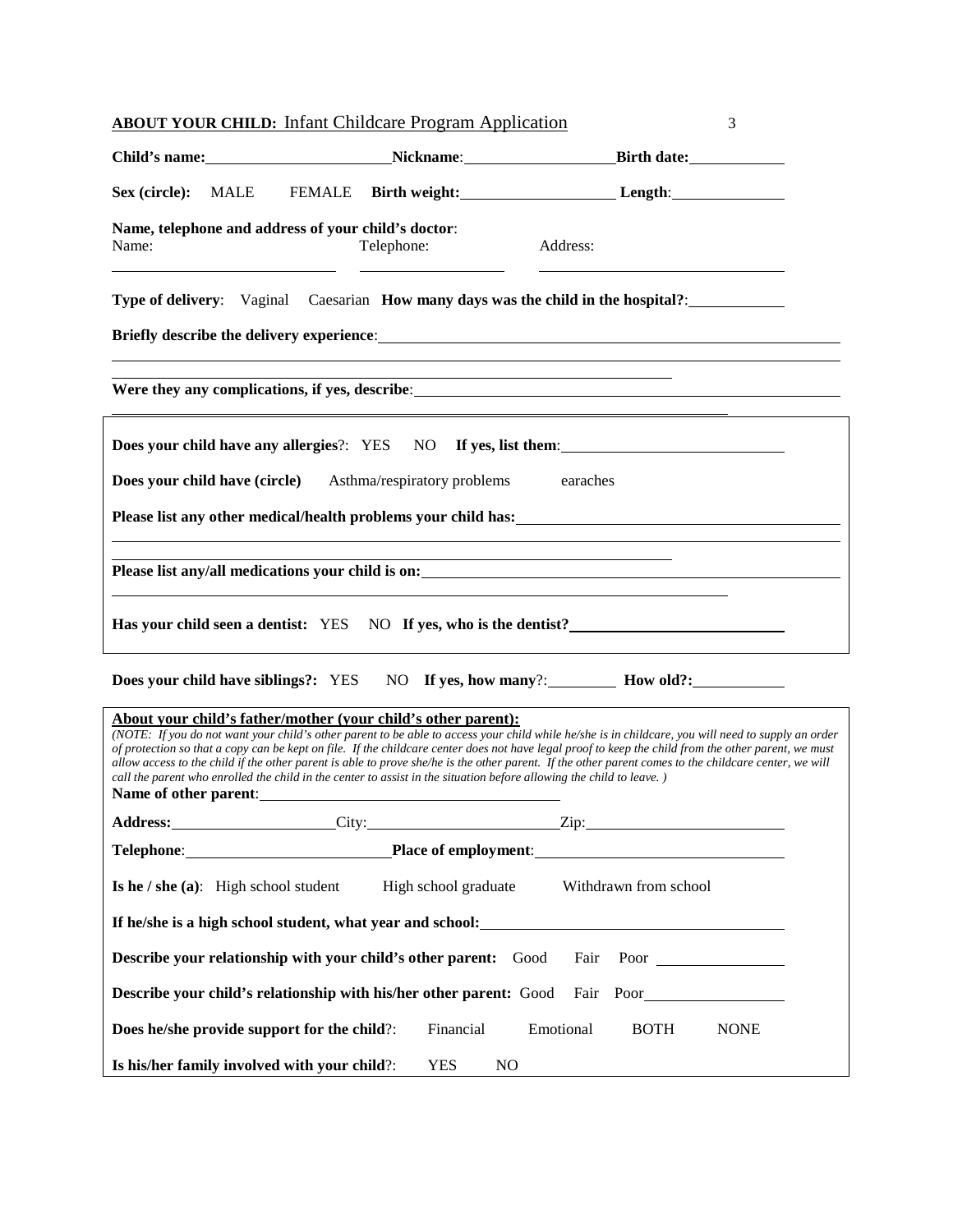**ABOUT YOUR CHILD:** Infant Childcare Program Application

**Child's name:** \_\_\_\_\_\_\_\_\_\_\_\_\_\_\_\_ **Nickname**: \_\_\_\_\_\_\_\_\_\_\_\_\_\_\_\_ **Birth date:** \_\_\_\_\_\_\_\_\_\_

**Sex (circle):** MALE FEMALE **Birth weight:** \_\_\_\_\_\_\_\_\_\_\_\_\_\_\_\_ **Length**: \_\_\_\_\_\_\_\_\_\_

**Name, telephone and address of your child's doctor**:

Name: \_\_\_\_\_\_\_\_\_\_\_\_\_\_\_\_ Telephone: \_\_\_\_\_\_\_\_\_\_\_\_\_\_\_\_ Address: \_\_\_\_\_\_\_\_\_\_\_\_\_\_\_\_

**Type of delivery**: Vaginal Caesarian **How many days was the child in the hospital?**: \_\_\_\_\_\_\_\_\_\_

**Briefly describe the delivery experience**: \_\_\_\_\_\_\_\_\_\_\_\_\_\_\_\_\_\_\_\_\_\_\_\_\_\_\_\_\_\_\_\_

**Were they any complications, if yes, describe**: \_\_\_\_\_\_\_\_\_\_\_\_\_\_\_\_\_\_\_\_\_\_\_\_\_\_\_\_\_\_\_\_

**Does your child have any allergies**?: YES NO **If yes, list them**: \_\_\_\_\_\_\_\_\_\_\_\_\_\_\_\_

**Does your child have (circle)** Asthma/respiratory problems earaches

**Please list any other medical/health problems your child has:** \_\_\_\_\_\_\_\_\_\_\_\_\_\_\_\_\_\_\_\_\_\_\_\_\_\_\_\_\_\_\_\_

**Please list any/all medications your child is on:** \_\_\_\_\_\_\_\_\_\_\_\_\_\_\_\_\_\_\_\_\_\_\_\_\_\_\_\_\_\_\_\_

**Has your child seen a dentist:** YES NO **If yes, who is the dentist?** \_\_\_\_\_\_\_\_\_\_\_\_\_\_\_\_

**Does your child have siblings?:** YES NO **If yes, how many**?: \_\_\_\_\_\_\_\_ **How old?:** \_\_\_\_\_\_\_\_

**About your child's father/mother (your child's other parent):**

*(NOTE: If you do not want your child's other parent to be able to access your child while he/she is in childcare, you will need to supply an order of protection so that a copy can be kept on file. If the childcare center does not have legal proof to keep the child from the other parent, we must allow access to the child if the other parent is able to prove she/he is the other parent. If the other parent comes to the childcare center, we will call the parent who enrolled the child in the center to assist in the situation before allowing the child to leave. )*

**Name of other parent**: \_\_\_\_\_\_\_\_\_\_\_\_\_\_\_\_\_\_\_\_\_\_\_\_\_\_\_\_\_\_\_\_

**Address:** \_\_\_\_\_\_\_\_\_\_\_\_\_\_\_\_ City: \_\_\_\_\_\_\_\_\_\_\_\_\_\_\_\_ Zip: \_\_\_\_\_\_\_\_\_\_\_\_\_\_\_\_

**Telephone**: \_\_\_\_\_\_\_\_\_\_\_\_\_\_\_\_ **Place of employment**: \_\_\_\_\_\_\_\_\_\_\_\_\_\_\_\_

**Is he / she (a)**: High school student High school graduate Withdrawn from school

**If he/she is a high school student, what year and school:** \_\_\_\_\_\_\_\_\_\_\_\_\_\_\_\_\_\_\_\_\_\_\_\_\_\_\_\_\_\_\_\_

**Describe your relationship with your child's other parent:** Good Fair Poor \_\_\_\_\_\_\_\_\_\_\_\_\_\_\_\_

**Describe your child's relationship with his/her other parent:** Good Fair Poor \_\_\_\_\_\_\_\_\_\_\_\_\_\_\_\_

**Does he/she provide support for the child**?: Financial Emotional BOTH NONE

**Is his/her family involved with your child**?: YES NO